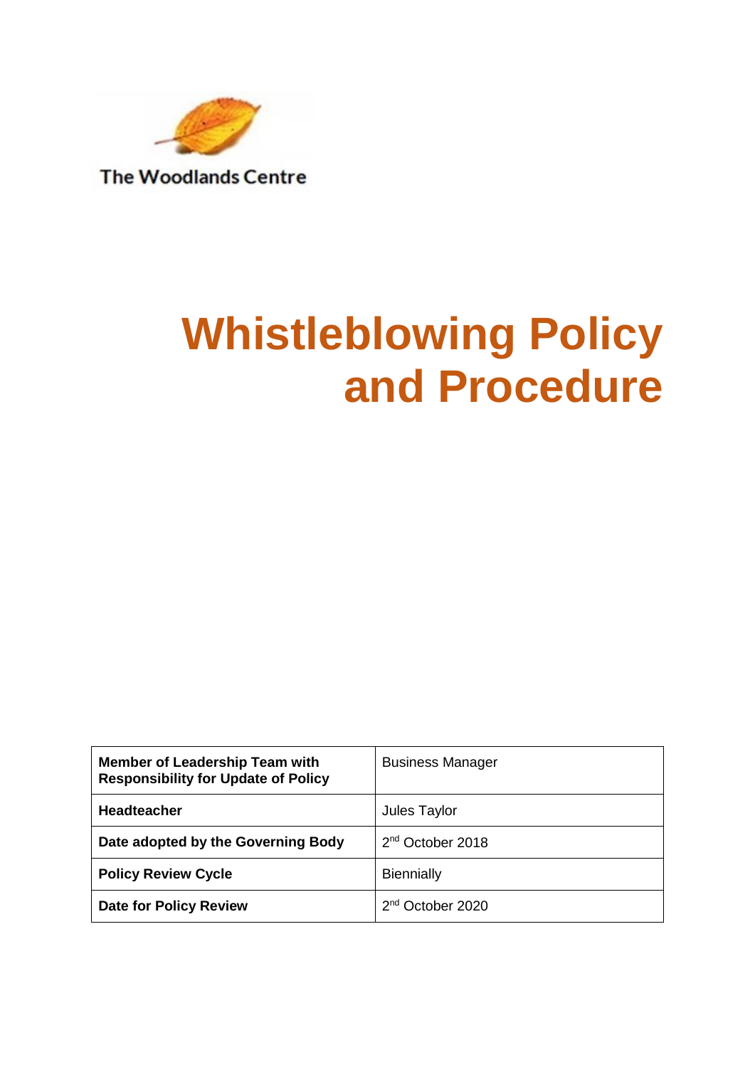The Woodlands Centre

# Whistleblowing Policy and Procedure

| Member of Leadership Team with Responsibility for Update of Policy | Business Manager |
| --- | --- |
| **Headteacher** | Jules Taylor |
| **Date adopted by the Governing Body** | 2nd October 2018 |
| **Policy Review Cycle** | Biennially |
| **Date for Policy Review** | 2nd October 2020 |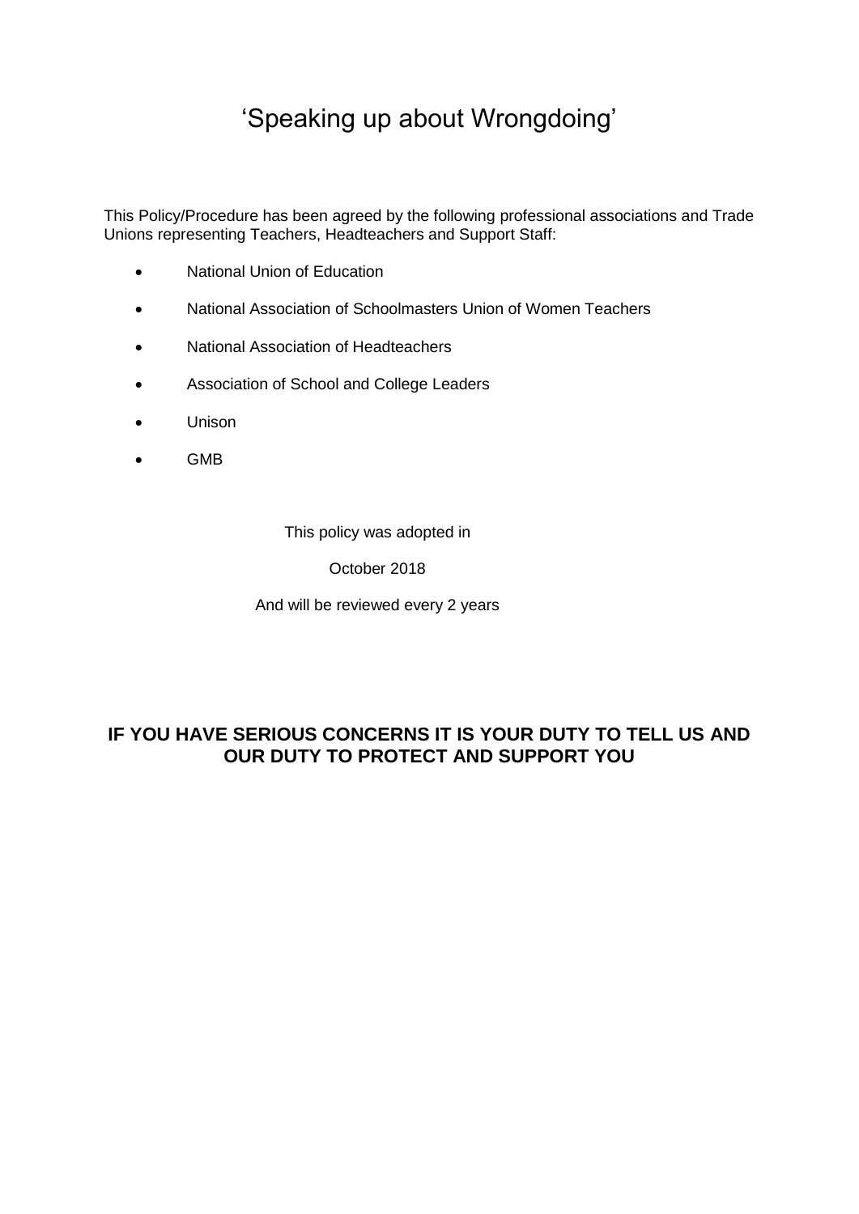# ‘Speaking up about Wrongdoing’

This Policy/Procedure has been agreed by the following professional associations and Trade Unions representing Teachers, Headteachers and Support Staff:

- National Union of Education
- National Association of Schoolmasters Union of Women Teachers
- National Association of Headteachers
- Association of School and College Leaders
- Unison
- GMB

This policy was adopted in

October 2018

And will be reviewed every 2 years

**IF YOU HAVE SERIOUS CONCERNS IT IS YOUR DUTY TO TELL US AND OUR DUTY TO PROTECT AND SUPPORT YOU**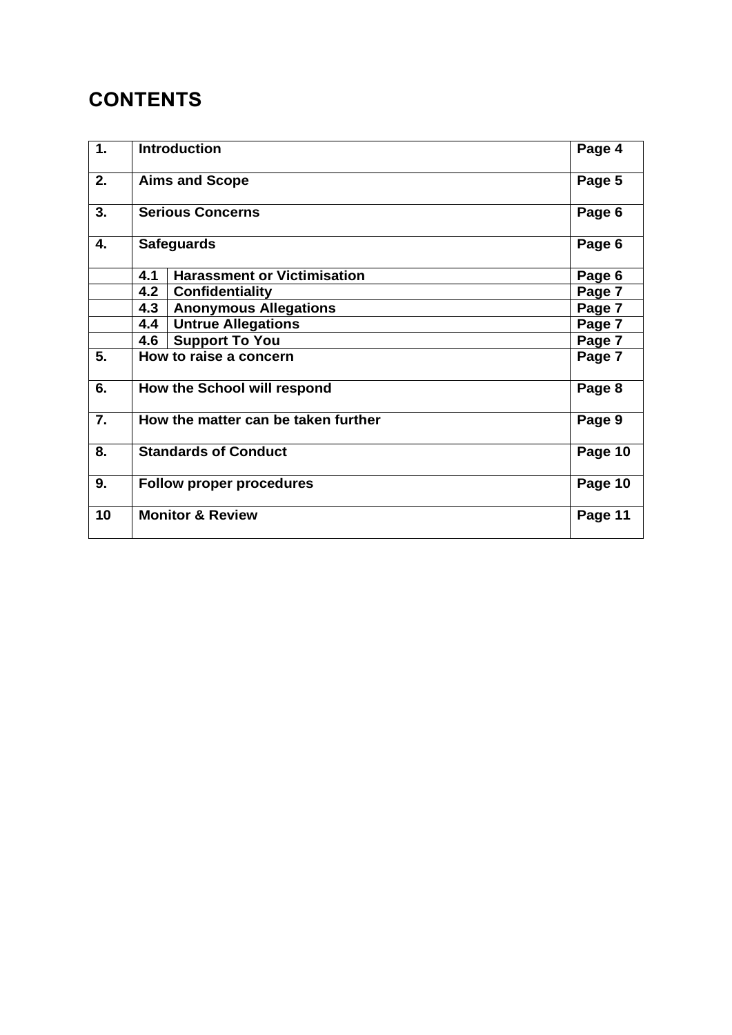# CONTENTS

| | | | |
|---|---|---|---|
| 1. | **Introduction** | | Page 4 |
| 2. | **Aims and Scope** | | Page 5 |
| 3. | **Serious Concerns** | | Page 6 |
| 4. | **Safeguards** | | Page 6 |
| | 4.1 | **Harassment or Victimisation** | Page 6 |
| | 4.2 | **Confidentiality** | Page 7 |
| | 4.3 | **Anonymous Allegations** | Page 7 |
| | 4.4 | **Untrue Allegations** | Page 7 |
| | 4.6 | **Support To You** | Page 7 |
| 5. | **How to raise a concern** | | Page 7 |
| 6. | **How the School will respond** | | Page 8 |
| 7. | **How the matter can be taken further** | | Page 9 |
| 8. | **Standards of Conduct** | | Page 10 |
| 9. | **Follow proper procedures** | | Page 10 |
| 10 | **Monitor & Review** | | Page 11 |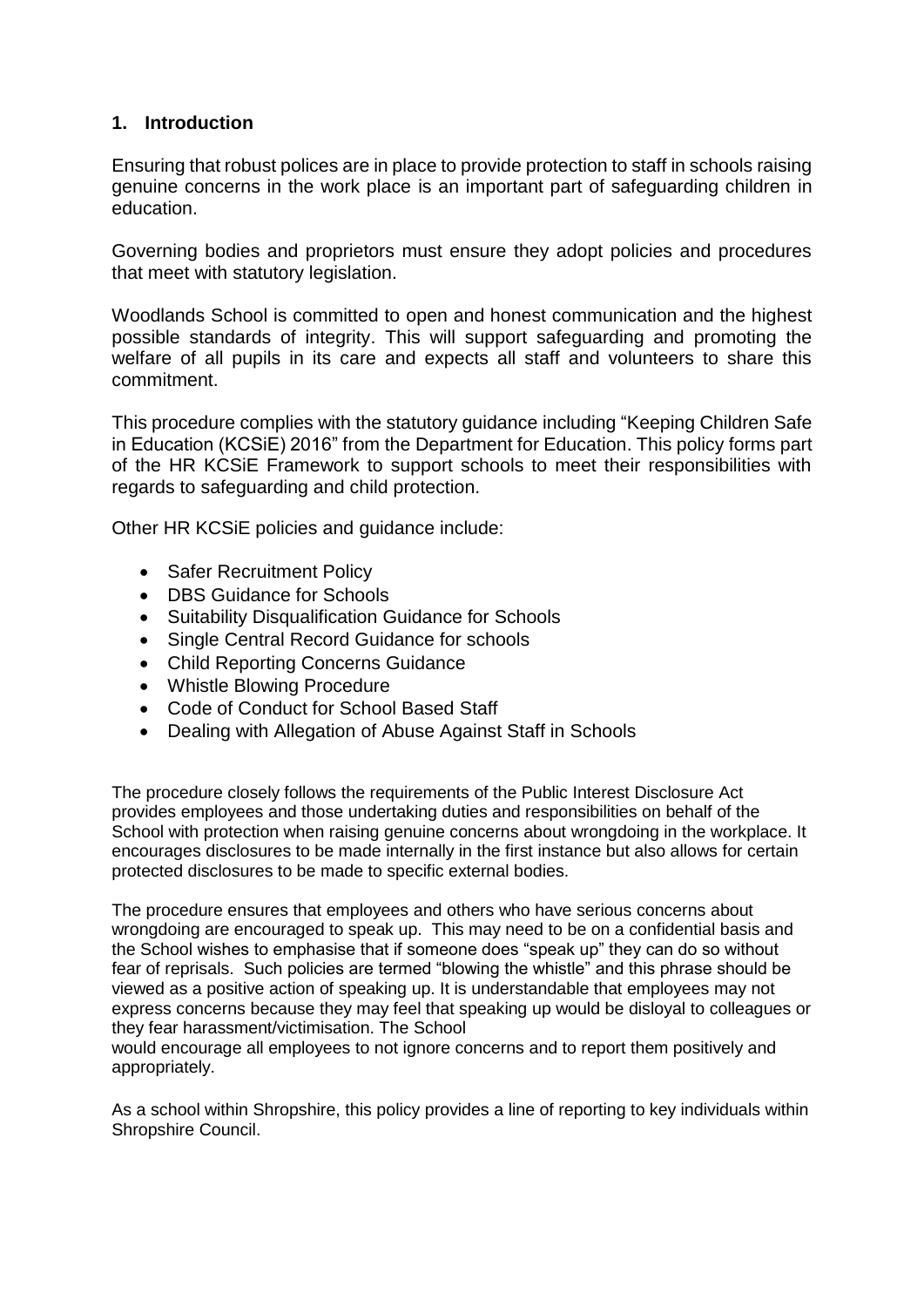## 1. Introduction

Ensuring that robust polices are in place to provide protection to staff in schools raising genuine concerns in the work place is an important part of safeguarding children in education.

Governing bodies and proprietors must ensure they adopt policies and procedures that meet with statutory legislation.

Woodlands School is committed to open and honest communication and the highest possible standards of integrity. This will support safeguarding and promoting the welfare of all pupils in its care and expects all staff and volunteers to share this commitment.

This procedure complies with the statutory guidance including "Keeping Children Safe in Education (KCSiE) 2016" from the Department for Education. This policy forms part of the HR KCSiE Framework to support schools to meet their responsibilities with regards to safeguarding and child protection.

Other HR KCSiE policies and guidance include:

- Safer Recruitment Policy
- DBS Guidance for Schools
- Suitability Disqualification Guidance for Schools
- Single Central Record Guidance for schools
- Child Reporting Concerns Guidance
- Whistle Blowing Procedure
- Code of Conduct for School Based Staff
- Dealing with Allegation of Abuse Against Staff in Schools

The procedure closely follows the requirements of the Public Interest Disclosure Act provides employees and those undertaking duties and responsibilities on behalf of the School with protection when raising genuine concerns about wrongdoing in the workplace. It encourages disclosures to be made internally in the first instance but also allows for certain protected disclosures to be made to specific external bodies.

The procedure ensures that employees and others who have serious concerns about wrongdoing are encouraged to speak up. This may need to be on a confidential basis and the School wishes to emphasise that if someone does "speak up" they can do so without fear of reprisals. Such policies are termed "blowing the whistle" and this phrase should be viewed as a positive action of speaking up. It is understandable that employees may not express concerns because they may feel that speaking up would be disloyal to colleagues or they fear harassment/victimisation. The School would encourage all employees to not ignore concerns and to report them positively and appropriately.

As a school within Shropshire, this policy provides a line of reporting to key individuals within Shropshire Council.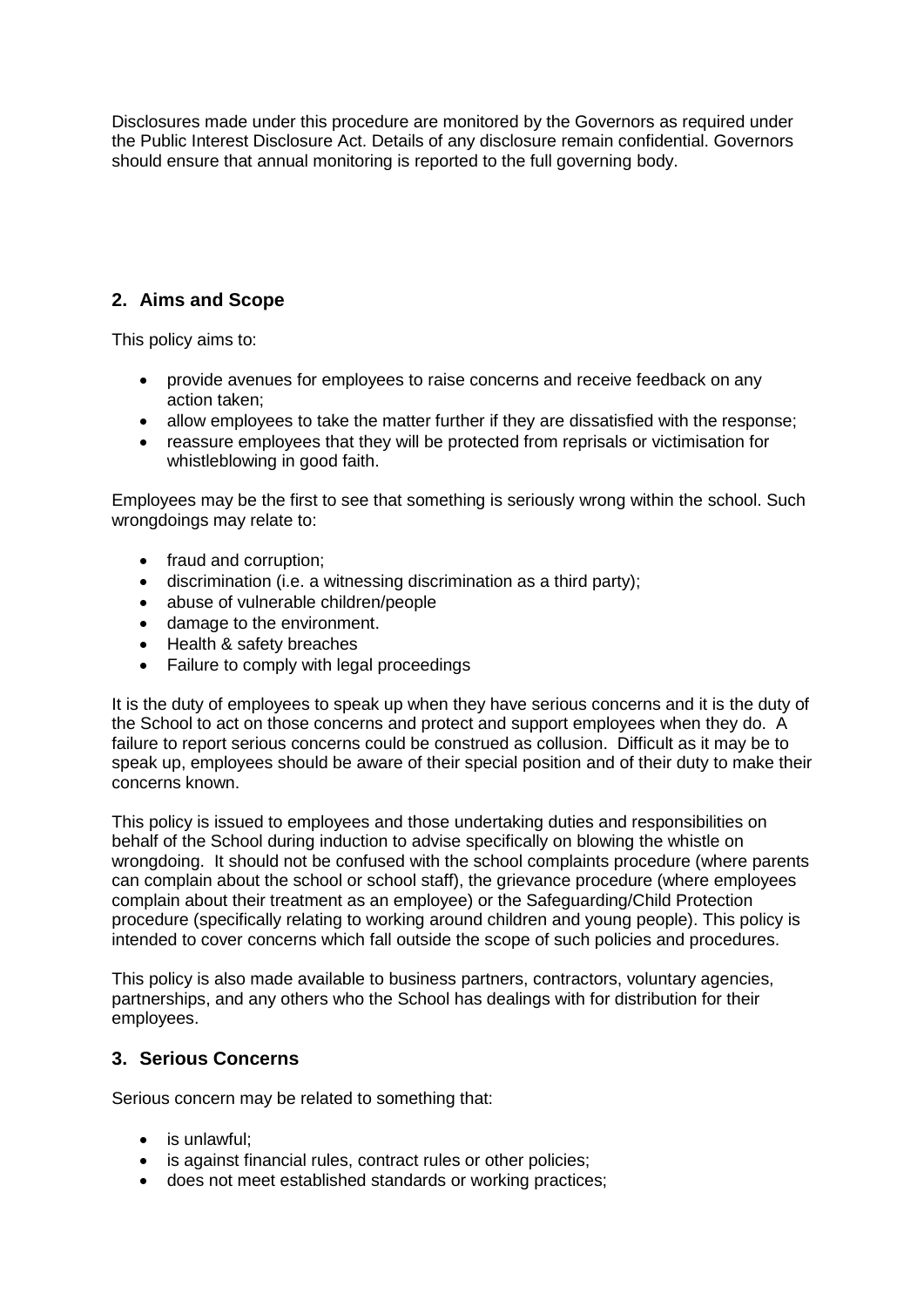Disclosures made under this procedure are monitored by the Governors as required under the Public Interest Disclosure Act. Details of any disclosure remain confidential. Governors should ensure that annual monitoring is reported to the full governing body.

## 2. Aims and Scope

This policy aims to:

- provide avenues for employees to raise concerns and receive feedback on any action taken;
- allow employees to take the matter further if they are dissatisfied with the response;
- reassure employees that they will be protected from reprisals or victimisation for whistleblowing in good faith.

Employees may be the first to see that something is seriously wrong within the school. Such wrongdoings may relate to:

- fraud and corruption;
- discrimination (i.e. a witnessing discrimination as a third party);
- abuse of vulnerable children/people
- damage to the environment.
- Health & safety breaches
- Failure to comply with legal proceedings

It is the duty of employees to speak up when they have serious concerns and it is the duty of the School to act on those concerns and protect and support employees when they do. A failure to report serious concerns could be construed as collusion. Difficult as it may be to speak up, employees should be aware of their special position and of their duty to make their concerns known.

This policy is issued to employees and those undertaking duties and responsibilities on behalf of the School during induction to advise specifically on blowing the whistle on wrongdoing. It should not be confused with the school complaints procedure (where parents can complain about the school or school staff), the grievance procedure (where employees complain about their treatment as an employee) or the Safeguarding/Child Protection procedure (specifically relating to working around children and young people). This policy is intended to cover concerns which fall outside the scope of such policies and procedures.

This policy is also made available to business partners, contractors, voluntary agencies, partnerships, and any others who the School has dealings with for distribution for their employees.

## 3. Serious Concerns

Serious concern may be related to something that:

- is unlawful;
- is against financial rules, contract rules or other policies;
- does not meet established standards or working practices;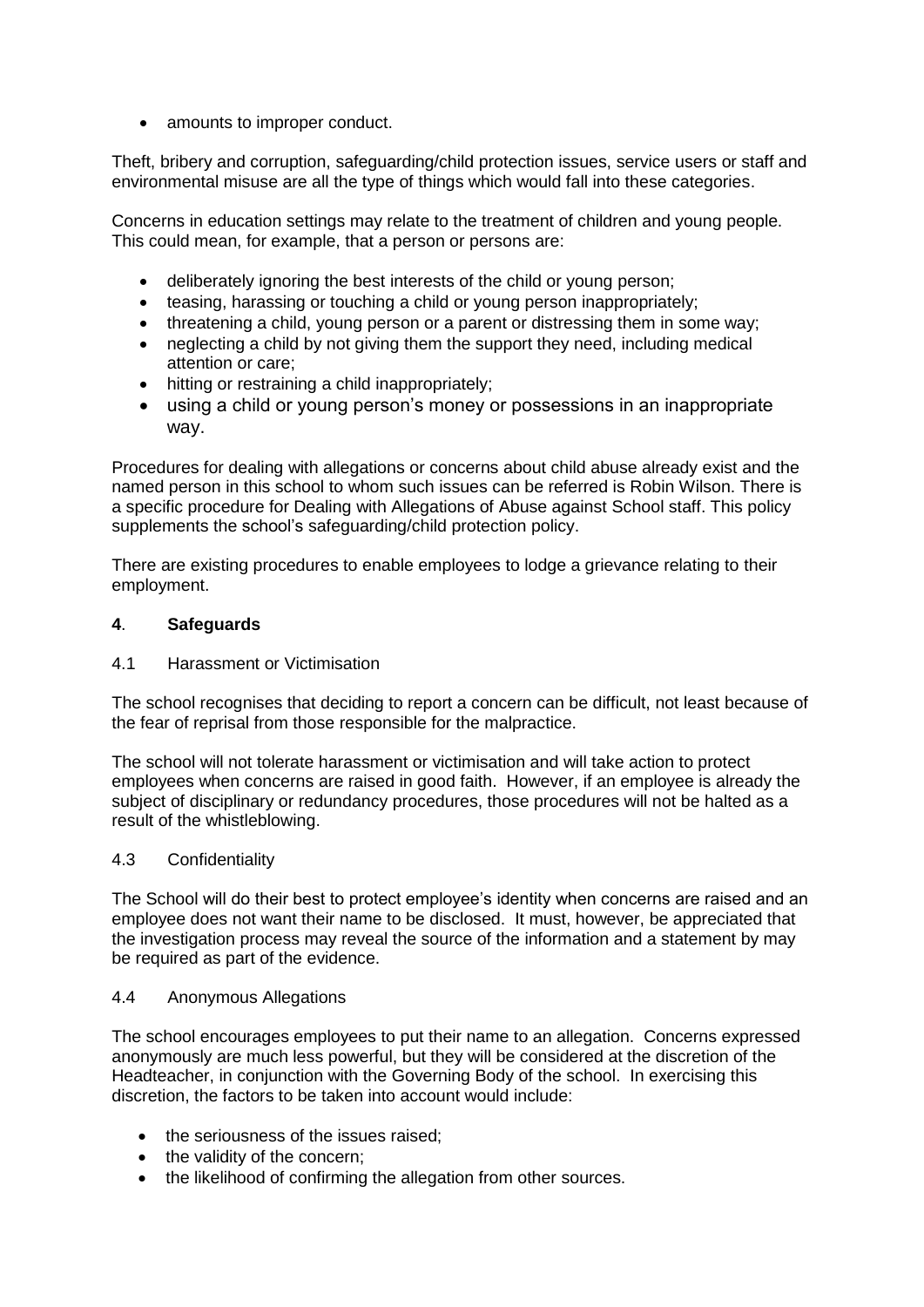- amounts to improper conduct.

Theft, bribery and corruption, safeguarding/child protection issues, service users or staff and environmental misuse are all the type of things which would fall into these categories.

Concerns in education settings may relate to the treatment of children and young people. This could mean, for example, that a person or persons are:

- deliberately ignoring the best interests of the child or young person;
- teasing, harassing or touching a child or young person inappropriately;
- threatening a child, young person or a parent or distressing them in some way;
- neglecting a child by not giving them the support they need, including medical attention or care;
- hitting or restraining a child inappropriately;
- using a child or young person's money or possessions in an inappropriate way.

Procedures for dealing with allegations or concerns about child abuse already exist and the named person in this school to whom such issues can be referred is Robin Wilson. There is a specific procedure for Dealing with Allegations of Abuse against School staff. This policy supplements the school's safeguarding/child protection policy.

There are existing procedures to enable employees to lodge a grievance relating to their employment.

## 4. Safeguards

4.1 Harassment or Victimisation

The school recognises that deciding to report a concern can be difficult, not least because of the fear of reprisal from those responsible for the malpractice.

The school will not tolerate harassment or victimisation and will take action to protect employees when concerns are raised in good faith. However, if an employee is already the subject of disciplinary or redundancy procedures, those procedures will not be halted as a result of the whistleblowing.

4.3 Confidentiality

The School will do their best to protect employee's identity when concerns are raised and an employee does not want their name to be disclosed. It must, however, be appreciated that the investigation process may reveal the source of the information and a statement by may be required as part of the evidence.

4.4 Anonymous Allegations

The school encourages employees to put their name to an allegation. Concerns expressed anonymously are much less powerful, but they will be considered at the discretion of the Headteacher, in conjunction with the Governing Body of the school. In exercising this discretion, the factors to be taken into account would include:

- the seriousness of the issues raised;
- the validity of the concern;
- the likelihood of confirming the allegation from other sources.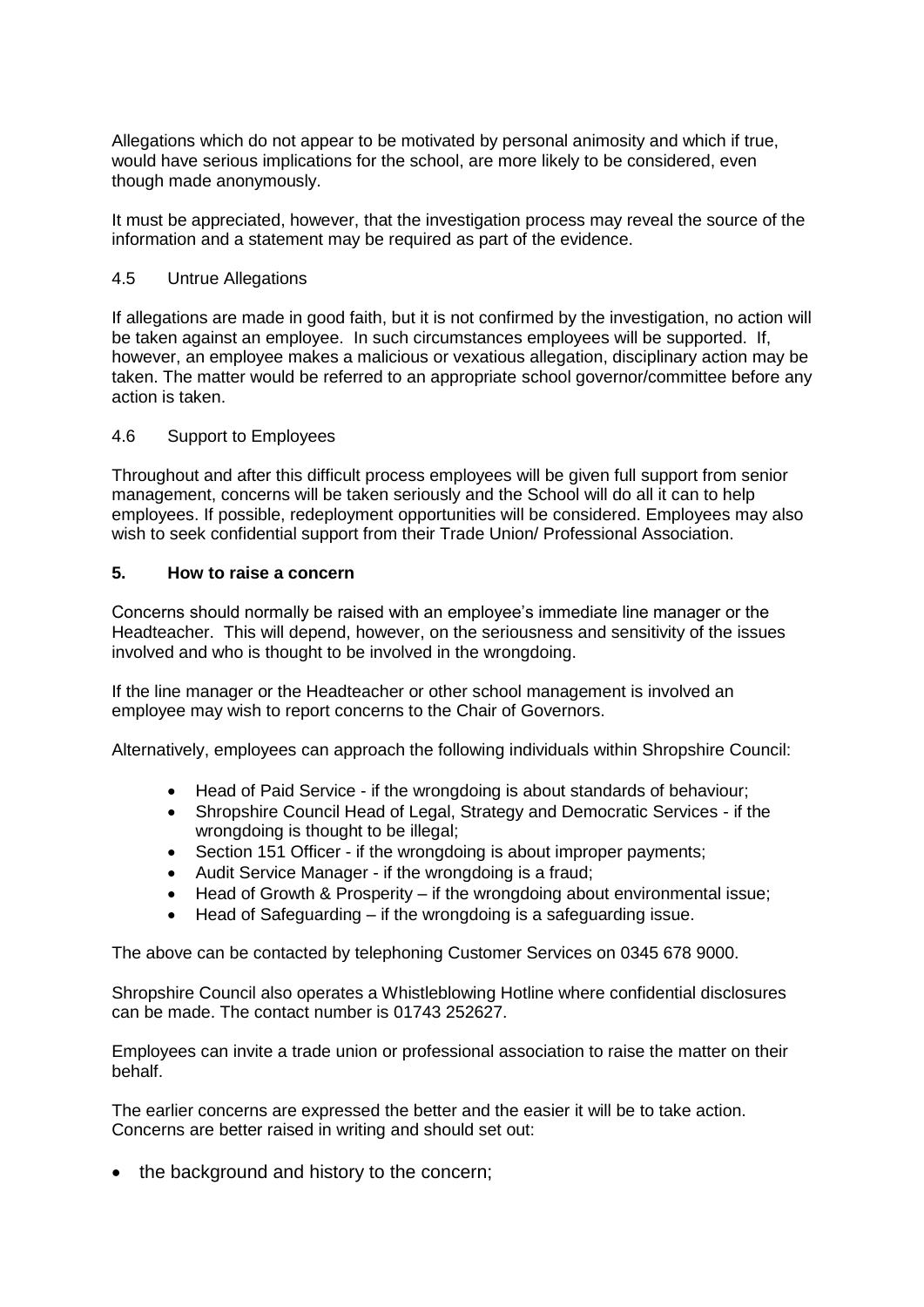Allegations which do not appear to be motivated by personal animosity and which if true, would have serious implications for the school, are more likely to be considered, even though made anonymously.

It must be appreciated, however, that the investigation process may reveal the source of the information and a statement may be required as part of the evidence.

### 4.5 Untrue Allegations

If allegations are made in good faith, but it is not confirmed by the investigation, no action will be taken against an employee. In such circumstances employees will be supported. If, however, an employee makes a malicious or vexatious allegation, disciplinary action may be taken. The matter would be referred to an appropriate school governor/committee before any action is taken.

### 4.6 Support to Employees

Throughout and after this difficult process employees will be given full support from senior management, concerns will be taken seriously and the School will do all it can to help employees. If possible, redeployment opportunities will be considered. Employees may also wish to seek confidential support from their Trade Union/ Professional Association.

## 5. How to raise a concern

Concerns should normally be raised with an employee's immediate line manager or the Headteacher. This will depend, however, on the seriousness and sensitivity of the issues involved and who is thought to be involved in the wrongdoing.

If the line manager or the Headteacher or other school management is involved an employee may wish to report concerns to the Chair of Governors.

Alternatively, employees can approach the following individuals within Shropshire Council:

- Head of Paid Service - if the wrongdoing is about standards of behaviour;
- Shropshire Council Head of Legal, Strategy and Democratic Services - if the wrongdoing is thought to be illegal;
- Section 151 Officer - if the wrongdoing is about improper payments;
- Audit Service Manager - if the wrongdoing is a fraud;
- Head of Growth & Prosperity – if the wrongdoing about environmental issue;
- Head of Safeguarding – if the wrongdoing is a safeguarding issue.

The above can be contacted by telephoning Customer Services on 0345 678 9000.

Shropshire Council also operates a Whistleblowing Hotline where confidential disclosures can be made. The contact number is 01743 252627.

Employees can invite a trade union or professional association to raise the matter on their behalf.

The earlier concerns are expressed the better and the easier it will be to take action. Concerns are better raised in writing and should set out:

- the background and history to the concern;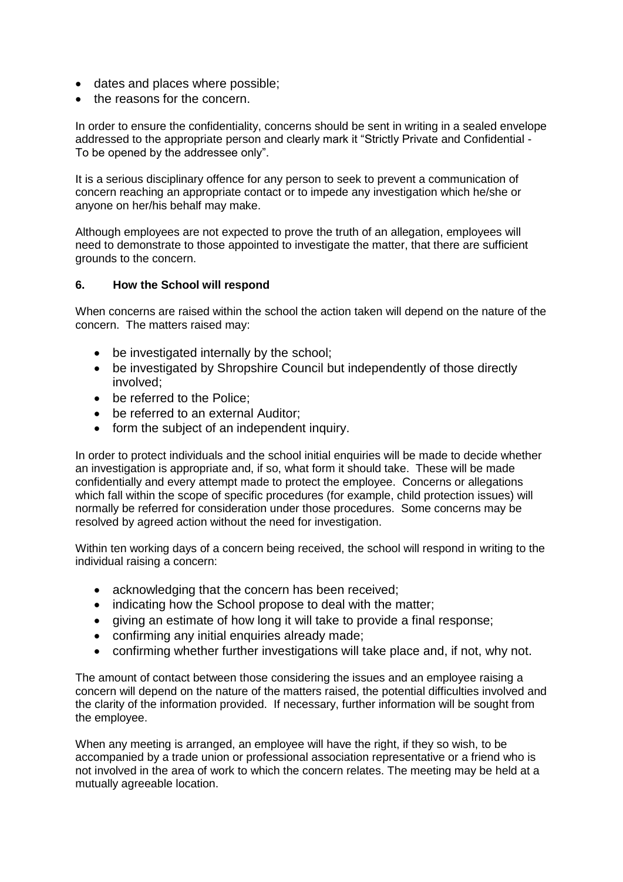- dates and places where possible;
- the reasons for the concern.

In order to ensure the confidentiality, concerns should be sent in writing in a sealed envelope addressed to the appropriate person and clearly mark it "Strictly Private and Confidential - To be opened by the addressee only".

It is a serious disciplinary offence for any person to seek to prevent a communication of concern reaching an appropriate contact or to impede any investigation which he/she or anyone on her/his behalf may make.

Although employees are not expected to prove the truth of an allegation, employees will need to demonstrate to those appointed to investigate the matter, that there are sufficient grounds to the concern.

### 6. How the School will respond

When concerns are raised within the school the action taken will depend on the nature of the concern. The matters raised may:

- be investigated internally by the school;
- be investigated by Shropshire Council but independently of those directly involved;
- be referred to the Police;
- be referred to an external Auditor;
- form the subject of an independent inquiry.

In order to protect individuals and the school initial enquiries will be made to decide whether an investigation is appropriate and, if so, what form it should take. These will be made confidentially and every attempt made to protect the employee. Concerns or allegations which fall within the scope of specific procedures (for example, child protection issues) will normally be referred for consideration under those procedures. Some concerns may be resolved by agreed action without the need for investigation.

Within ten working days of a concern being received, the school will respond in writing to the individual raising a concern:

- acknowledging that the concern has been received;
- indicating how the School propose to deal with the matter;
- giving an estimate of how long it will take to provide a final response;
- confirming any initial enquiries already made;
- confirming whether further investigations will take place and, if not, why not.

The amount of contact between those considering the issues and an employee raising a concern will depend on the nature of the matters raised, the potential difficulties involved and the clarity of the information provided. If necessary, further information will be sought from the employee.

When any meeting is arranged, an employee will have the right, if they so wish, to be accompanied by a trade union or professional association representative or a friend who is not involved in the area of work to which the concern relates. The meeting may be held at a mutually agreeable location.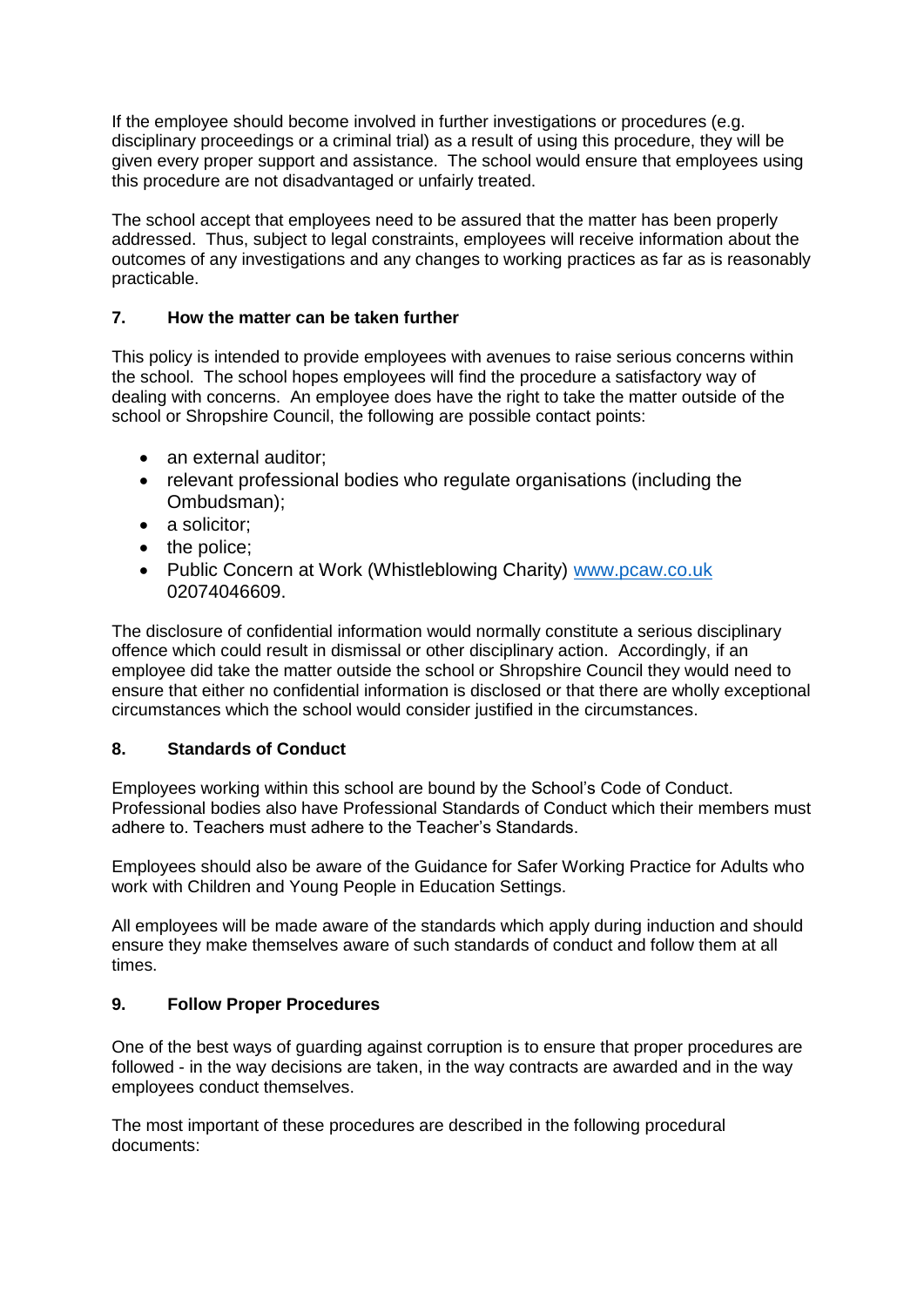If the employee should become involved in further investigations or procedures (e.g. disciplinary proceedings or a criminal trial) as a result of using this procedure, they will be given every proper support and assistance. The school would ensure that employees using this procedure are not disadvantaged or unfairly treated.

The school accept that employees need to be assured that the matter has been properly addressed. Thus, subject to legal constraints, employees will receive information about the outcomes of any investigations and any changes to working practices as far as is reasonably practicable.

## 7. How the matter can be taken further

This policy is intended to provide employees with avenues to raise serious concerns within the school. The school hopes employees will find the procedure a satisfactory way of dealing with concerns. An employee does have the right to take the matter outside of the school or Shropshire Council, the following are possible contact points:

- an external auditor;
- relevant professional bodies who regulate organisations (including the Ombudsman);
- a solicitor;
- the police;
- Public Concern at Work (Whistleblowing Charity) [www.pcaw.co.uk](http://www.pcaw.co.uk) 02074046609.

The disclosure of confidential information would normally constitute a serious disciplinary offence which could result in dismissal or other disciplinary action. Accordingly, if an employee did take the matter outside the school or Shropshire Council they would need to ensure that either no confidential information is disclosed or that there are wholly exceptional circumstances which the school would consider justified in the circumstances.

## 8. Standards of Conduct

Employees working within this school are bound by the School's Code of Conduct. Professional bodies also have Professional Standards of Conduct which their members must adhere to. Teachers must adhere to the Teacher's Standards.

Employees should also be aware of the Guidance for Safer Working Practice for Adults who work with Children and Young People in Education Settings.

All employees will be made aware of the standards which apply during induction and should ensure they make themselves aware of such standards of conduct and follow them at all times.

## 9. Follow Proper Procedures

One of the best ways of guarding against corruption is to ensure that proper procedures are followed - in the way decisions are taken, in the way contracts are awarded and in the way employees conduct themselves.

The most important of these procedures are described in the following procedural documents: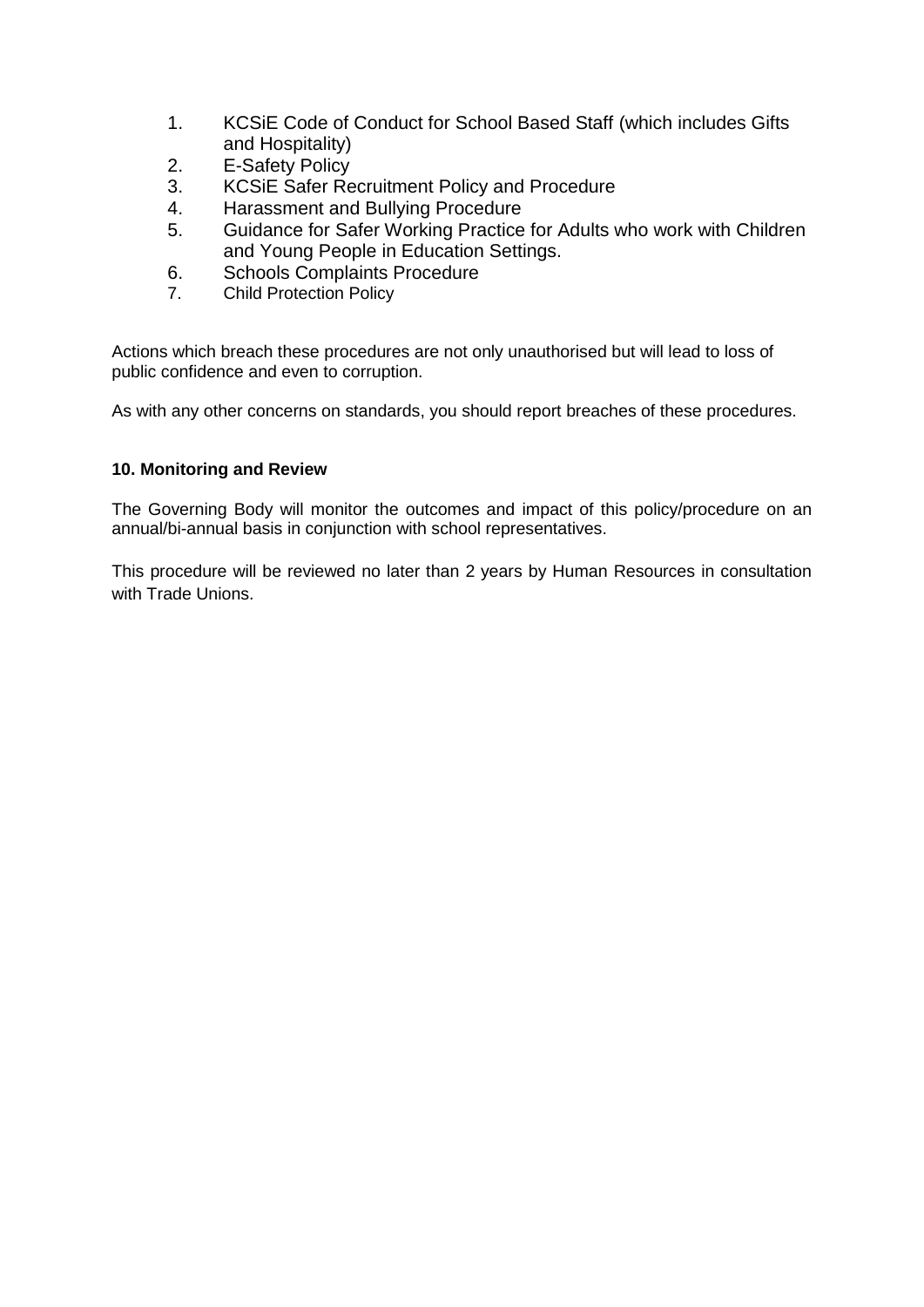1. KCSiE Code of Conduct for School Based Staff (which includes Gifts and Hospitality)
2. E-Safety Policy
3. KCSiE Safer Recruitment Policy and Procedure
4. Harassment and Bullying Procedure
5. Guidance for Safer Working Practice for Adults who work with Children and Young People in Education Settings.
6. Schools Complaints Procedure
7. Child Protection Policy

Actions which breach these procedures are not only unauthorised but will lead to loss of public confidence and even to corruption.

As with any other concerns on standards, you should report breaches of these procedures.

**10. Monitoring and Review**

The Governing Body will monitor the outcomes and impact of this policy/procedure on an annual/bi-annual basis in conjunction with school representatives.

This procedure will be reviewed no later than 2 years by Human Resources in consultation with Trade Unions.